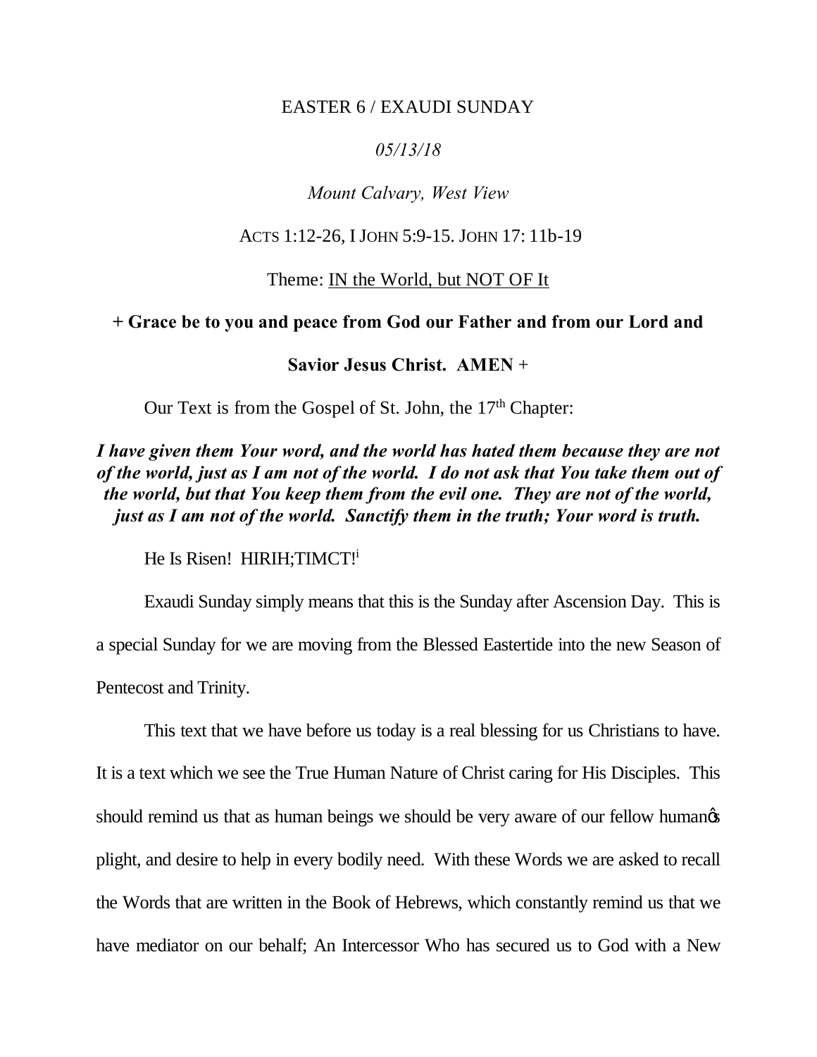EASTER 6 / EXAUDI SUNDAY

*05/13/18*

*Mount Calvary, West View*

ACTS 1:12-26, I JOHN 5:9-15. JOHN 17: 11b-19

Theme: IN the World, but NOT OF It

**+ Grace be to you and peace from God our Father and from our Lord and Savior Jesus Christ. AMEN +**

Our Text is from the Gospel of St. John, the 17th Chapter:

***I have given them Your word, and the world has hated them because they are not of the world, just as I am not of the world. I do not ask that You take them out of the world, but that You keep them from the evil one. They are not of the world, just as I am not of the world. Sanctify them in the truth; Your word is truth.***

He Is Risen! HIRIH;TIMCT![i]

Exaudi Sunday simply means that this is the Sunday after Ascension Day. This is a special Sunday for we are moving from the Blessed Eastertide into the new Season of Pentecost and Trinity.

This text that we have before us today is a real blessing for us Christians to have. It is a text which we see the True Human Nature of Christ caring for His Disciples. This should remind us that as human beings we should be very aware of our fellow humanȩs plight, and desire to help in every bodily need. With these Words we are asked to recall the Words that are written in the Book of Hebrews, which constantly remind us that we have mediator on our behalf; An Intercessor Who has secured us to God with a New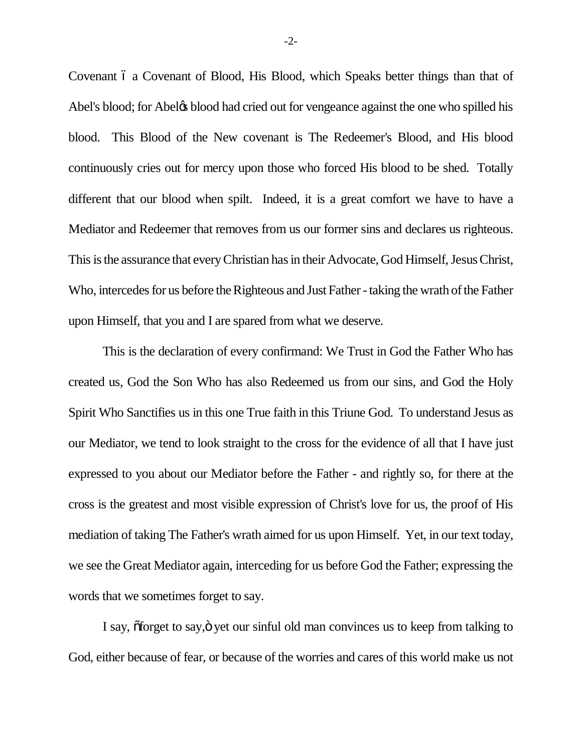Covenant – a Covenant of Blood, His Blood, which Speaks better things than that of Abel's blood; for Abel's blood had cried out for vengeance against the one who spilled his blood. This Blood of the New covenant is The Redeemer's Blood, and His blood continuously cries out for mercy upon those who forced His blood to be shed. Totally different that our blood when spilt. Indeed, it is a great comfort we have to have a Mediator and Redeemer that removes from us our former sins and declares us righteous. This is the assurance that every Christian has in their Advocate, God Himself, Jesus Christ, Who, intercedes for us before the Righteous and Just Father - taking the wrath of the Father upon Himself, that you and I are spared from what we deserve.

This is the declaration of every confirmand: We Trust in God the Father Who has created us, God the Son Who has also Redeemed us from our sins, and God the Holy Spirit Who Sanctifies us in this one True faith in this Triune God. To understand Jesus as our Mediator, we tend to look straight to the cross for the evidence of all that I have just expressed to you about our Mediator before the Father - and rightly so, for there at the cross is the greatest and most visible expression of Christ's love for us, the proof of His mediation of taking The Father's wrath aimed for us upon Himself. Yet, in our text today, we see the Great Mediator again, interceding for us before God the Father; expressing the words that we sometimes forget to say.

I say, "forget to say," yet our sinful old man convinces us to keep from talking to God, either because of fear, or because of the worries and cares of this world make us not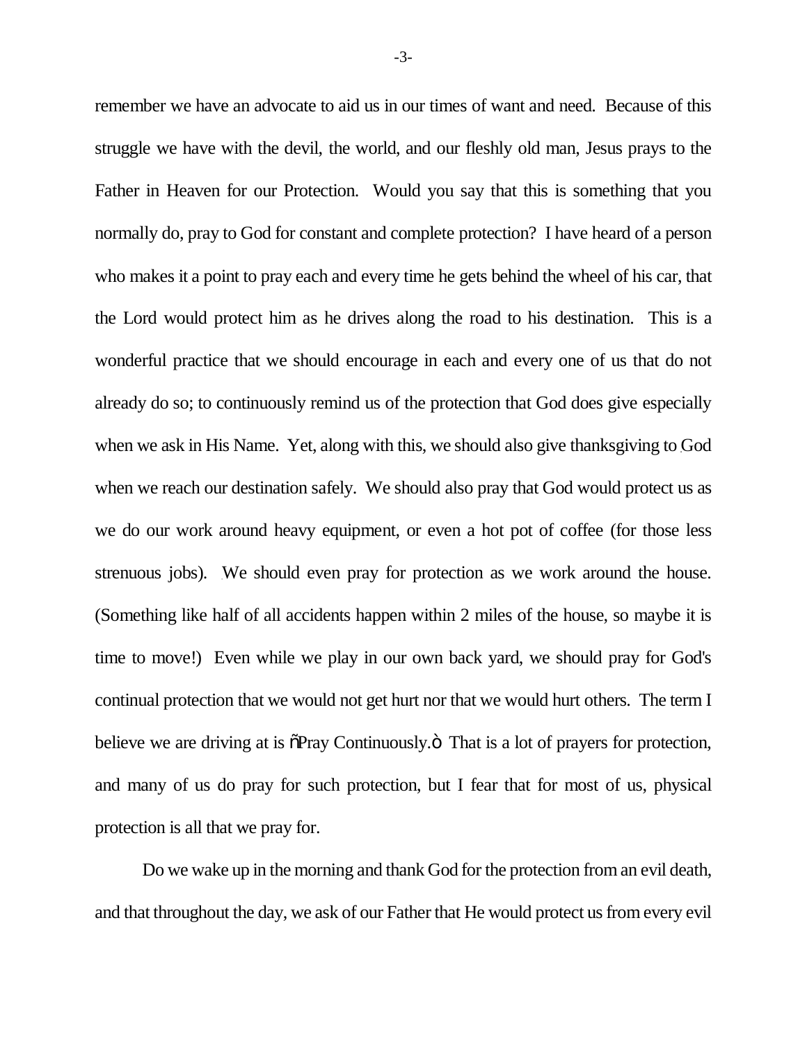remember we have an advocate to aid us in our times of want and need. Because of this struggle we have with the devil, the world, and our fleshly old man, Jesus prays to the Father in Heaven for our Protection. Would you say that this is something that you normally do, pray to God for constant and complete protection? I have heard of a person who makes it a point to pray each and every time he gets behind the wheel of his car, that the Lord would protect him as he drives along the road to his destination. This is a wonderful practice that we should encourage in each and every one of us that do not already do so; to continuously remind us of the protection that God does give especially when we ask in His Name. Yet, along with this, we should also give thanksgiving to God when we reach our destination safely. We should also pray that God would protect us as we do our work around heavy equipment, or even a hot pot of coffee (for those less strenuous jobs). We should even pray for protection as we work around the house. (Something like half of all accidents happen within 2 miles of the house, so maybe it is time to move!) Even while we play in our own back yard, we should pray for God's continual protection that we would not get hurt nor that we would hurt others. The term I believe we are driving at is "Pray Continuously." That is a lot of prayers for protection, and many of us do pray for such protection, but I fear that for most of us, physical protection is all that we pray for.

Do we wake up in the morning and thank God for the protection from an evil death, and that throughout the day, we ask of our Father that He would protect us from every evil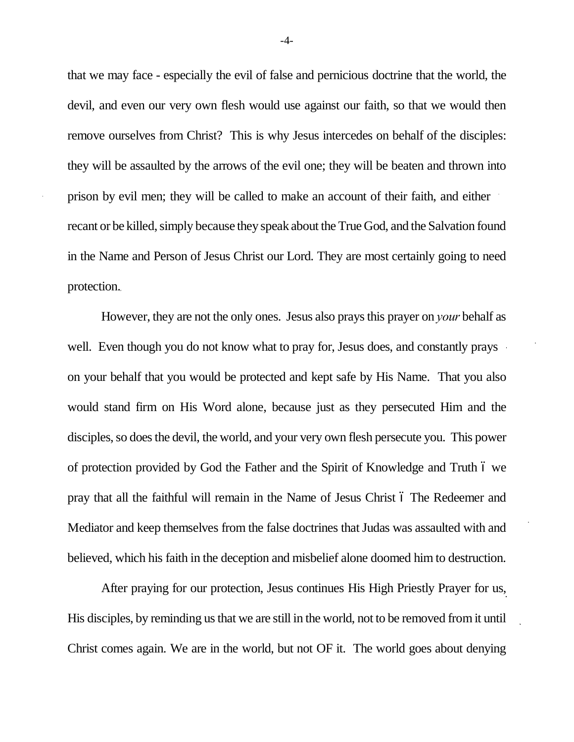that we may face - especially the evil of false and pernicious doctrine that the world, the devil, and even our very own flesh would use against our faith, so that we would then remove ourselves from Christ? This is why Jesus intercedes on behalf of the disciples: they will be assaulted by the arrows of the evil one; they will be beaten and thrown into prison by evil men; they will be called to make an account of their faith, and either recant or be killed, simply because they speak about the True God, and the Salvation found in the Name and Person of Jesus Christ our Lord. They are most certainly going to need protection.

However, they are not the only ones. Jesus also prays this prayer on *your* behalf as well. Even though you do not know what to pray for, Jesus does, and constantly prays on your behalf that you would be protected and kept safe by His Name. That you also would stand firm on His Word alone, because just as they persecuted Him and the disciples, so does the devil, the world, and your very own flesh persecute you. This power of protection provided by God the Father and the Spirit of Knowledge and Truth – we pray that all the faithful will remain in the Name of Jesus Christ – The Redeemer and Mediator and keep themselves from the false doctrines that Judas was assaulted with and believed, which his faith in the deception and misbelief alone doomed him to destruction.

After praying for our protection, Jesus continues His High Priestly Prayer for us, His disciples, by reminding us that we are still in the world, not to be removed from it until Christ comes again. We are in the world, but not OF it. The world goes about denying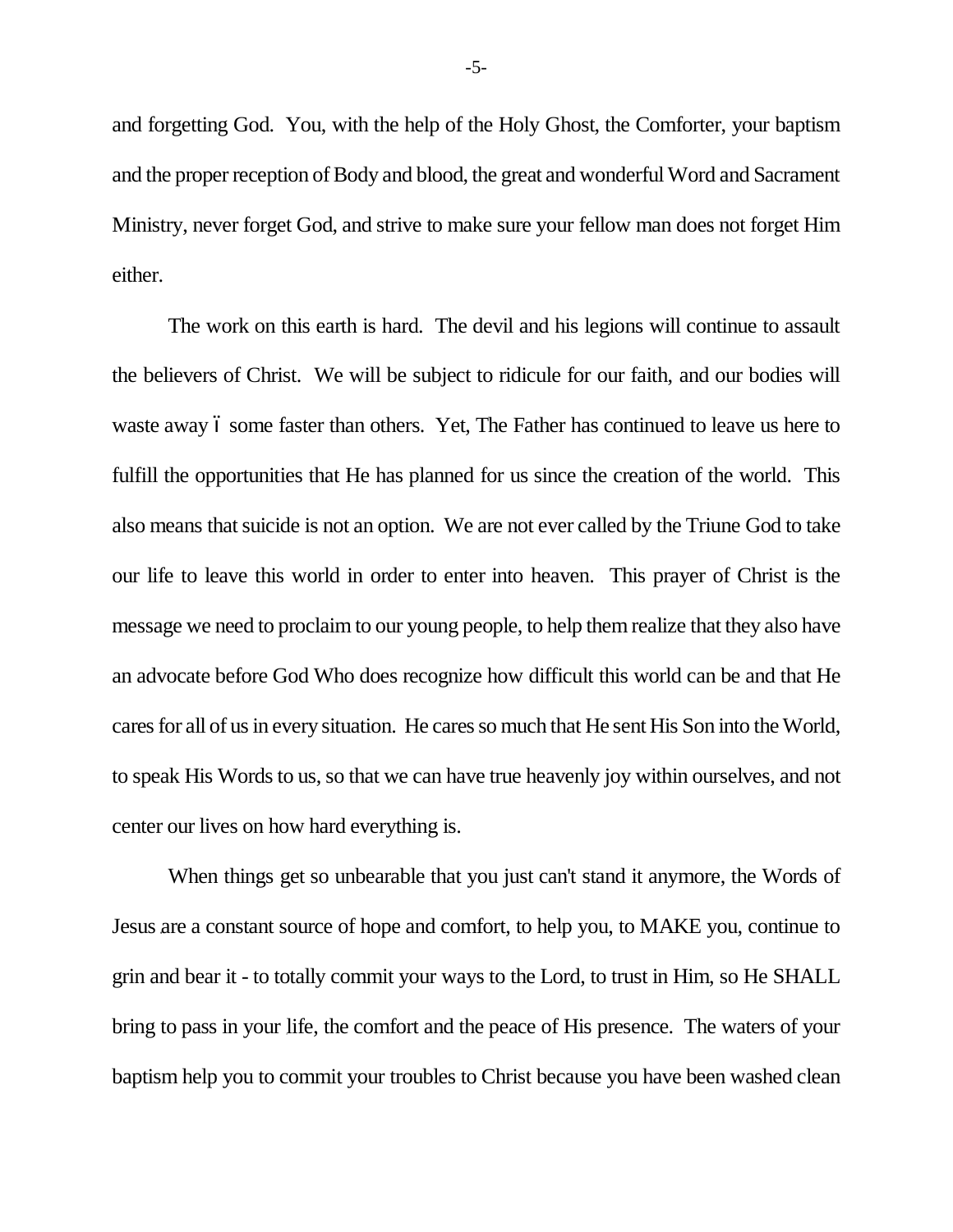and forgetting God. You, with the help of the Holy Ghost, the Comforter, your baptism and the proper reception of Body and blood, the great and wonderful Word and Sacrament Ministry, never forget God, and strive to make sure your fellow man does not forget Him either.

The work on this earth is hard. The devil and his legions will continue to assault the believers of Christ. We will be subject to ridicule for our faith, and our bodies will waste away – some faster than others. Yet, The Father has continued to leave us here to fulfill the opportunities that He has planned for us since the creation of the world. This also means that suicide is not an option. We are not ever called by the Triune God to take our life to leave this world in order to enter into heaven. This prayer of Christ is the message we need to proclaim to our young people, to help them realize that they also have an advocate before God Who does recognize how difficult this world can be and that He cares for all of us in every situation. He cares so much that He sent His Son into the World, to speak His Words to us, so that we can have true heavenly joy within ourselves, and not center our lives on how hard everything is.

When things get so unbearable that you just can't stand it anymore, the Words of Jesus are a constant source of hope and comfort, to help you, to MAKE you, continue to grin and bear it - to totally commit your ways to the Lord, to trust in Him, so He SHALL bring to pass in your life, the comfort and the peace of His presence. The waters of your baptism help you to commit your troubles to Christ because you have been washed clean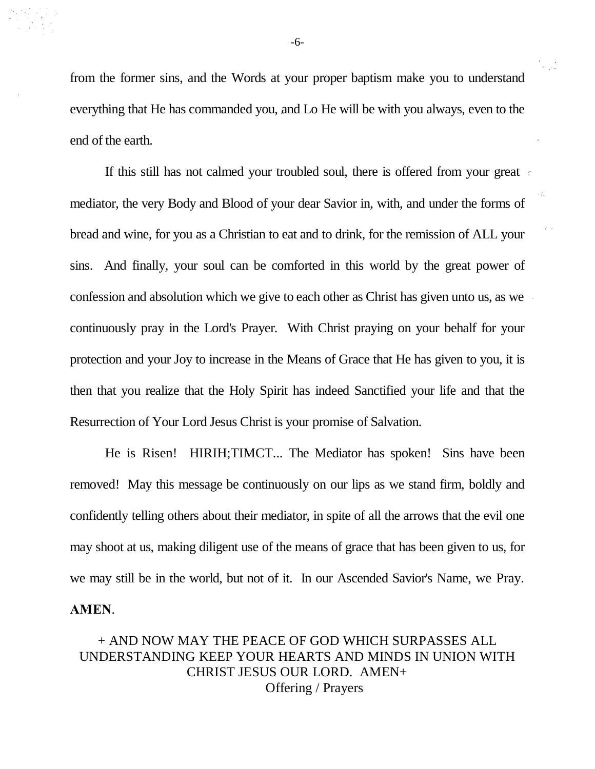from the former sins, and the Words at your proper baptism make you to understand everything that He has commanded you, and Lo He will be with you always, even to the end of the earth.

If this still has not calmed your troubled soul, there is offered from your great mediator, the very Body and Blood of your dear Savior in, with, and under the forms of bread and wine, for you as a Christian to eat and to drink, for the remission of ALL your sins. And finally, your soul can be comforted in this world by the great power of confession and absolution which we give to each other as Christ has given unto us, as we continuously pray in the Lord's Prayer. With Christ praying on your behalf for your protection and your Joy to increase in the Means of Grace that He has given to you, it is then that you realize that the Holy Spirit has indeed Sanctified your life and that the Resurrection of Your Lord Jesus Christ is your promise of Salvation.

He is Risen! HIRIH;TIMCT... The Mediator has spoken! Sins have been removed! May this message be continuously on our lips as we stand firm, boldly and confidently telling others about their mediator, in spite of all the arrows that the evil one may shoot at us, making diligent use of the means of grace that has been given to us, for we may still be in the world, but not of it. In our Ascended Savior's Name, we Pray. **AMEN**.

+ AND NOW MAY THE PEACE OF GOD WHICH SURPASSES ALL UNDERSTANDING KEEP YOUR HEARTS AND MINDS IN UNION WITH CHRIST JESUS OUR LORD. AMEN+

Offering / Prayers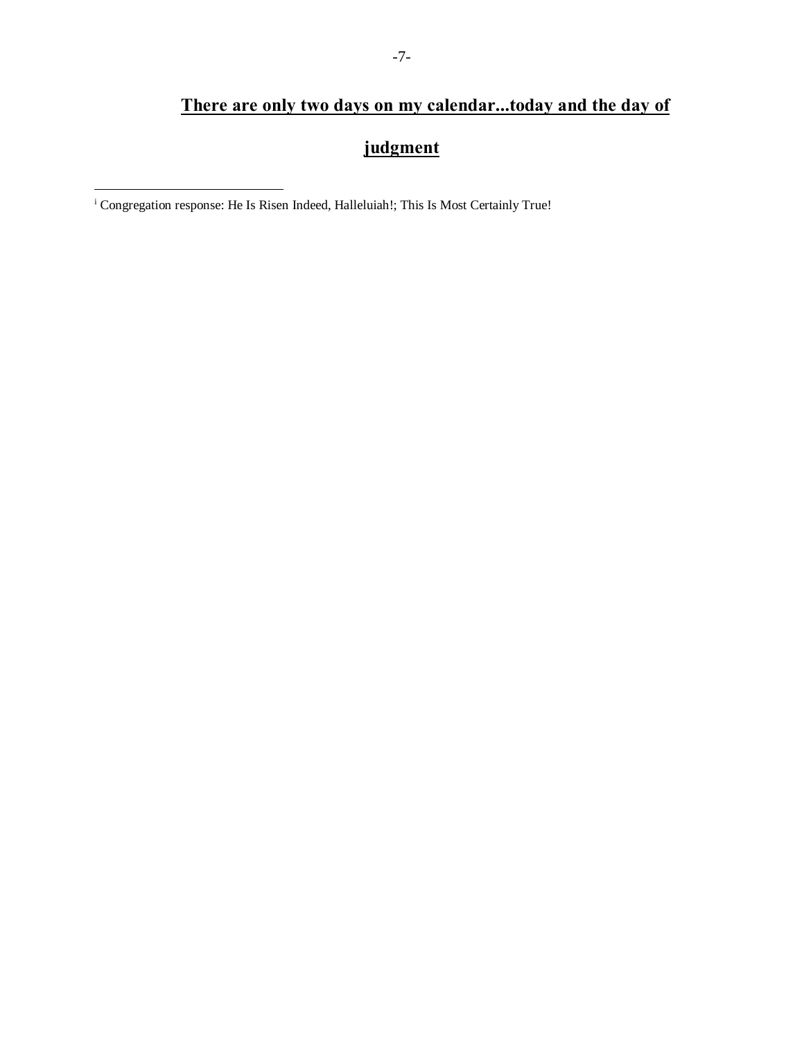**There are only two days on my calendar...today and the day of judgment**

---

[i] Congregation response: He Is Risen Indeed, Halleluiah!; This Is Most Certainly True!